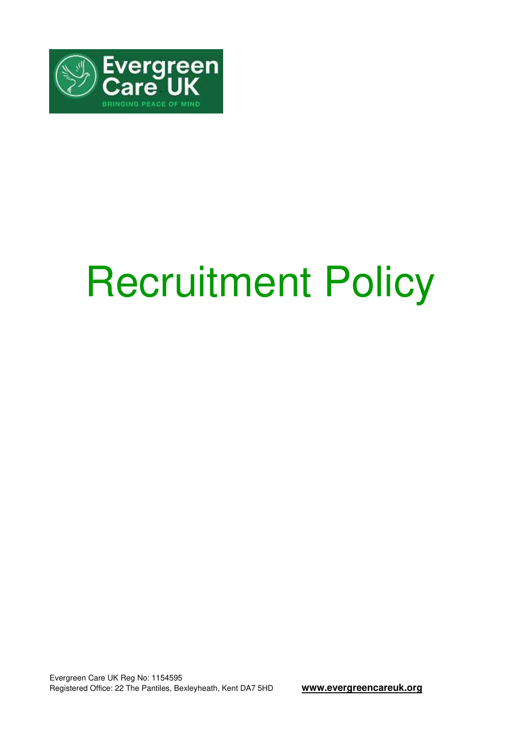Evergreen Care UK

BRINGING PEACE OF MIND

# Recruitment Policy

Evergreen Care UK Reg No: 1154595
Registered Office: 22 The Pantiles, Bexleyheath, Kent DA7 5HD

**www.evergreencareuk.org**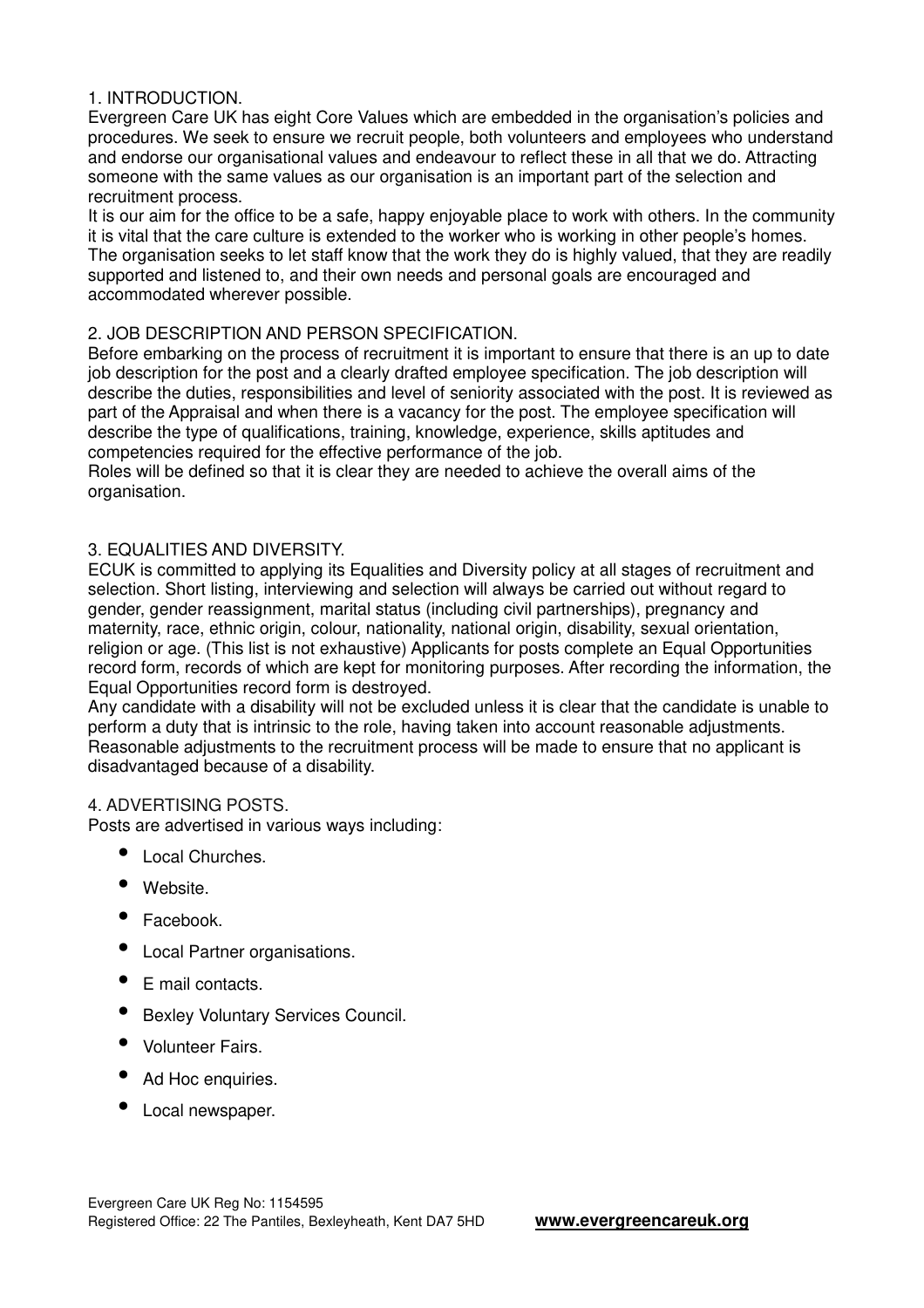## 1. INTRODUCTION.

Evergreen Care UK has eight Core Values which are embedded in the organisation's policies and procedures. We seek to ensure we recruit people, both volunteers and employees who understand and endorse our organisational values and endeavour to reflect these in all that we do. Attracting someone with the same values as our organisation is an important part of the selection and recruitment process.

It is our aim for the office to be a safe, happy enjoyable place to work with others. In the community it is vital that the care culture is extended to the worker who is working in other people's homes. The organisation seeks to let staff know that the work they do is highly valued, that they are readily supported and listened to, and their own needs and personal goals are encouraged and accommodated wherever possible.

## 2. JOB DESCRIPTION AND PERSON SPECIFICATION.

Before embarking on the process of recruitment it is important to ensure that there is an up to date job description for the post and a clearly drafted employee specification. The job description will describe the duties, responsibilities and level of seniority associated with the post. It is reviewed as part of the Appraisal and when there is a vacancy for the post. The employee specification will describe the type of qualifications, training, knowledge, experience, skills aptitudes and competencies required for the effective performance of the job.

Roles will be defined so that it is clear they are needed to achieve the overall aims of the organisation.

## 3. EQUALITIES AND DIVERSITY.

ECUK is committed to applying its Equalities and Diversity policy at all stages of recruitment and selection. Short listing, interviewing and selection will always be carried out without regard to gender, gender reassignment, marital status (including civil partnerships), pregnancy and maternity, race, ethnic origin, colour, nationality, national origin, disability, sexual orientation, religion or age. (This list is not exhaustive) Applicants for posts complete an Equal Opportunities record form, records of which are kept for monitoring purposes. After recording the information, the Equal Opportunities record form is destroyed.

Any candidate with a disability will not be excluded unless it is clear that the candidate is unable to perform a duty that is intrinsic to the role, having taken into account reasonable adjustments. Reasonable adjustments to the recruitment process will be made to ensure that no applicant is disadvantaged because of a disability.

## 4. ADVERTISING POSTS.

Posts are advertised in various ways including:

- Local Churches.
- Website.
- Facebook.
- Local Partner organisations.
- E mail contacts.
- Bexley Voluntary Services Council.
- Volunteer Fairs.
- Ad Hoc enquiries.
- Local newspaper.

Evergreen Care UK Reg No: 1154595
Registered Office: 22 The Pantiles, Bexleyheath, Kent DA7 5HD **www.evergreencareuk.org**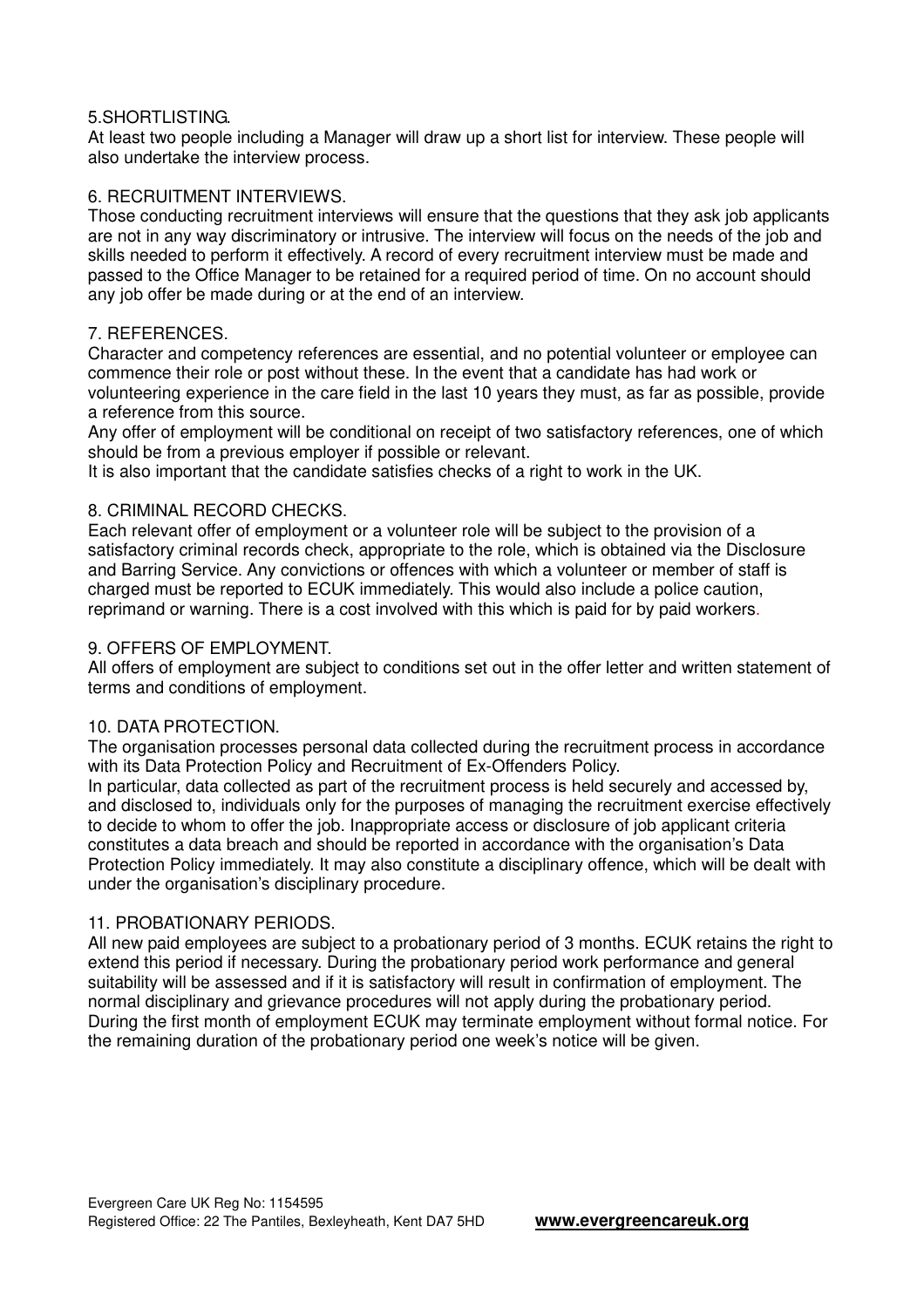## 5.SHORTLISTING.

At least two people including a Manager will draw up a short list for interview. These people will also undertake the interview process.

## 6. RECRUITMENT INTERVIEWS.

Those conducting recruitment interviews will ensure that the questions that they ask job applicants are not in any way discriminatory or intrusive. The interview will focus on the needs of the job and skills needed to perform it effectively. A record of every recruitment interview must be made and passed to the Office Manager to be retained for a required period of time. On no account should any job offer be made during or at the end of an interview.

## 7. REFERENCES.

Character and competency references are essential, and no potential volunteer or employee can commence their role or post without these. In the event that a candidate has had work or volunteering experience in the care field in the last 10 years they must, as far as possible, provide a reference from this source.

Any offer of employment will be conditional on receipt of two satisfactory references, one of which should be from a previous employer if possible or relevant.

It is also important that the candidate satisfies checks of a right to work in the UK.

## 8. CRIMINAL RECORD CHECKS.

Each relevant offer of employment or a volunteer role will be subject to the provision of a satisfactory criminal records check, appropriate to the role, which is obtained via the Disclosure and Barring Service. Any convictions or offences with which a volunteer or member of staff is charged must be reported to ECUK immediately. This would also include a police caution, reprimand or warning. There is a cost involved with this which is paid for by paid workers.

## 9. OFFERS OF EMPLOYMENT.

All offers of employment are subject to conditions set out in the offer letter and written statement of terms and conditions of employment.

## 10. DATA PROTECTION.

The organisation processes personal data collected during the recruitment process in accordance with its Data Protection Policy and Recruitment of Ex-Offenders Policy.

In particular, data collected as part of the recruitment process is held securely and accessed by, and disclosed to, individuals only for the purposes of managing the recruitment exercise effectively to decide to whom to offer the job. Inappropriate access or disclosure of job applicant criteria constitutes a data breach and should be reported in accordance with the organisation's Data Protection Policy immediately. It may also constitute a disciplinary offence, which will be dealt with under the organisation's disciplinary procedure.

## 11. PROBATIONARY PERIODS.

All new paid employees are subject to a probationary period of 3 months. ECUK retains the right to extend this period if necessary. During the probationary period work performance and general suitability will be assessed and if it is satisfactory will result in confirmation of employment. The normal disciplinary and grievance procedures will not apply during the probationary period. During the first month of employment ECUK may terminate employment without formal notice. For the remaining duration of the probationary period one week's notice will be given.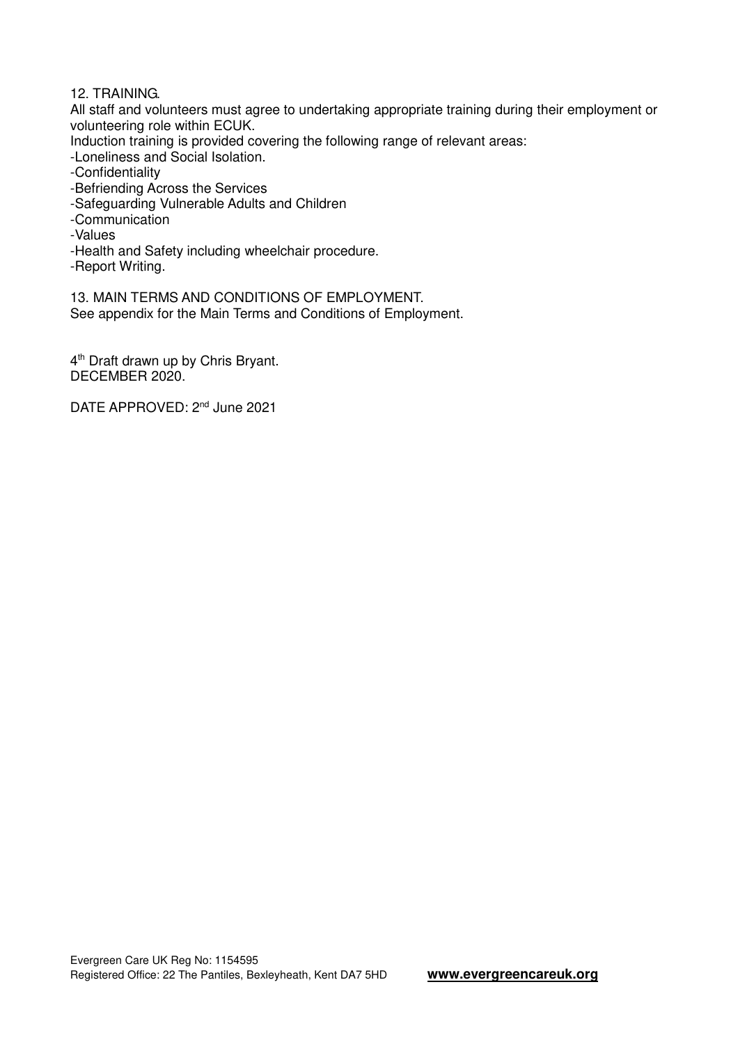## 12. TRAINING.

All staff and volunteers must agree to undertaking appropriate training during their employment or volunteering role within ECUK.

Induction training is provided covering the following range of relevant areas:

- Loneliness and Social Isolation.
- Confidentiality
- Befriending Across the Services
- Safeguarding Vulnerable Adults and Children
- Communication
- Values
- Health and Safety including wheelchair procedure.
- Report Writing.

## 13. MAIN TERMS AND CONDITIONS OF EMPLOYMENT.

See appendix for the Main Terms and Conditions of Employment.

4th Draft drawn up by Chris Bryant.
DECEMBER 2020.

DATE APPROVED: 2nd June 2021